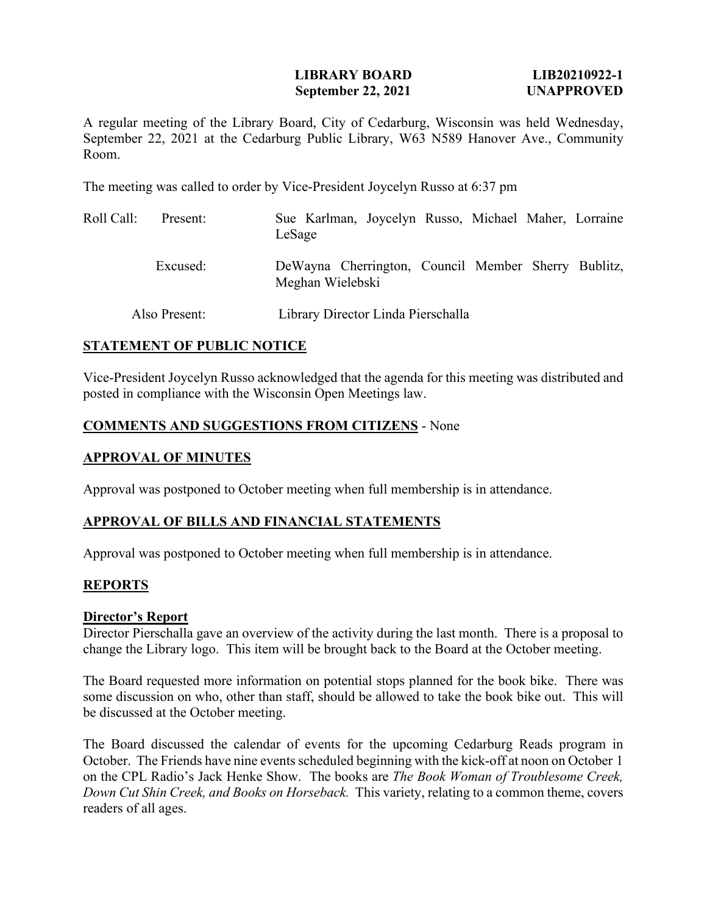**LIBRARY BOARD** **LIB20210922-1**
**September 22, 2021** **UNAPPROVED**

A regular meeting of the Library Board, City of Cedarburg, Wisconsin was held Wednesday, September 22, 2021 at the Cedarburg Public Library, W63 N589 Hanover Ave., Community Room.

The meeting was called to order by Vice-President Joycelyn Russo at 6:37 pm

| | | |
|---|---|---|
| Roll Call: | Present: | Sue Karlman, Joycelyn Russo, Michael Maher, Lorraine LeSage |
| | Excused: | DeWayna Cherrington, Council Member Sherry Bublitz, Meghan Wielebski |
| | Also Present: | Library Director Linda Pierschalla |

## STATEMENT OF PUBLIC NOTICE

Vice-President Joycelyn Russo acknowledged that the agenda for this meeting was distributed and posted in compliance with the Wisconsin Open Meetings law.

## COMMENTS AND SUGGESTIONS FROM CITIZENS - None

## APPROVAL OF MINUTES

Approval was postponed to October meeting when full membership is in attendance.

## APPROVAL OF BILLS AND FINANCIAL STATEMENTS

Approval was postponed to October meeting when full membership is in attendance.

## REPORTS

### Director's Report

Director Pierschalla gave an overview of the activity during the last month. There is a proposal to change the Library logo. This item will be brought back to the Board at the October meeting.

The Board requested more information on potential stops planned for the book bike. There was some discussion on who, other than staff, should be allowed to take the book bike out. This will be discussed at the October meeting.

The Board discussed the calendar of events for the upcoming Cedarburg Reads program in October. The Friends have nine events scheduled beginning with the kick-off at noon on October 1 on the CPL Radio's Jack Henke Show. The books are *The Book Woman of Troublesome Creek, Down Cut Shin Creek, and Books on Horseback.* This variety, relating to a common theme, covers readers of all ages.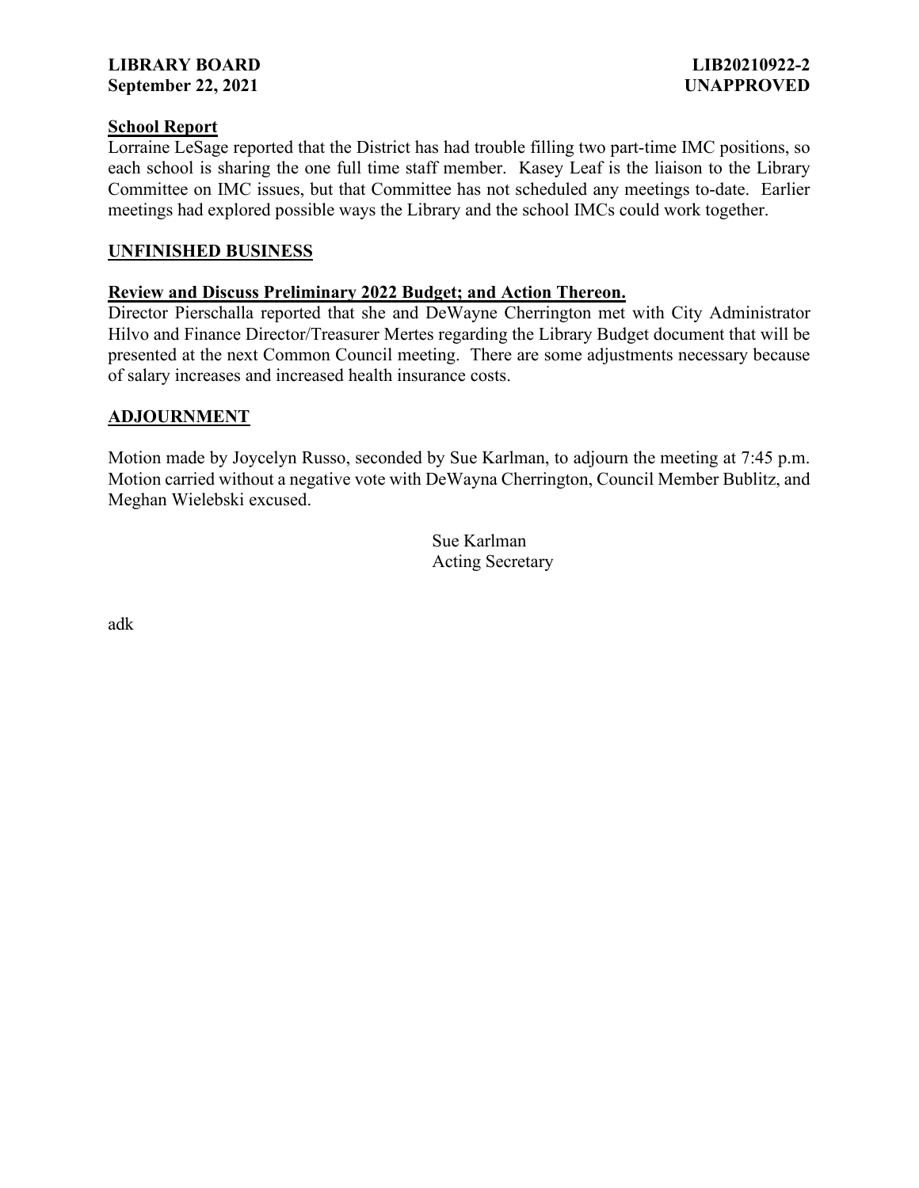## School Report

Lorraine LeSage reported that the District has had trouble filling two part-time IMC positions, so each school is sharing the one full time staff member. Kasey Leaf is the liaison to the Library Committee on IMC issues, but that Committee has not scheduled any meetings to-date. Earlier meetings had explored possible ways the Library and the school IMCs could work together.

## UNFINISHED BUSINESS

### Review and Discuss Preliminary 2022 Budget; and Action Thereon.

Director Pierschalla reported that she and DeWayne Cherrington met with City Administrator Hilvo and Finance Director/Treasurer Mertes regarding the Library Budget document that will be presented at the next Common Council meeting. There are some adjustments necessary because of salary increases and increased health insurance costs.

## ADJOURNMENT

Motion made by Joycelyn Russo, seconded by Sue Karlman, to adjourn the meeting at 7:45 p.m. Motion carried without a negative vote with DeWayna Cherrington, Council Member Bublitz, and Meghan Wielebski excused.

Sue Karlman
Acting Secretary

adk